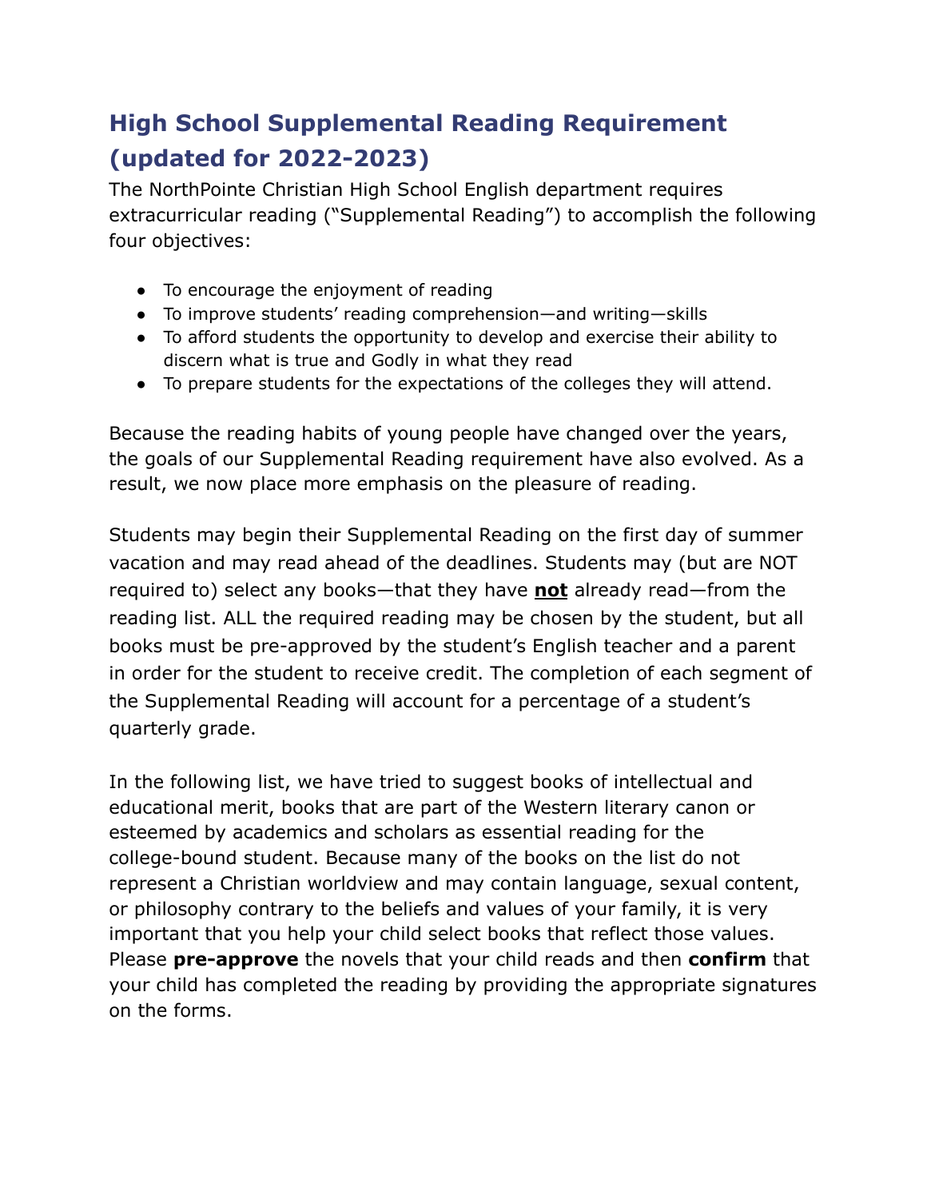# High School Supplemental Reading Requirement (updated for 2022-2023)

The NorthPointe Christian High School English department requires extracurricular reading ("Supplemental Reading") to accomplish the following four objectives:

- To encourage the enjoyment of reading
- To improve students' reading comprehension—and writing—skills
- To afford students the opportunity to develop and exercise their ability to discern what is true and Godly in what they read
- To prepare students for the expectations of the colleges they will attend.

Because the reading habits of young people have changed over the years, the goals of our Supplemental Reading requirement have also evolved. As a result, we now place more emphasis on the pleasure of reading.

Students may begin their Supplemental Reading on the first day of summer vacation and may read ahead of the deadlines. Students may (but are NOT required to) select any books—that they have **not** already read—from the reading list. ALL the required reading may be chosen by the student, but all books must be pre-approved by the student's English teacher and a parent in order for the student to receive credit. The completion of each segment of the Supplemental Reading will account for a percentage of a student's quarterly grade.

In the following list, we have tried to suggest books of intellectual and educational merit, books that are part of the Western literary canon or esteemed by academics and scholars as essential reading for the college-bound student. Because many of the books on the list do not represent a Christian worldview and may contain language, sexual content, or philosophy contrary to the beliefs and values of your family, it is very important that you help your child select books that reflect those values. Please **pre-approve** the novels that your child reads and then **confirm** that your child has completed the reading by providing the appropriate signatures on the forms.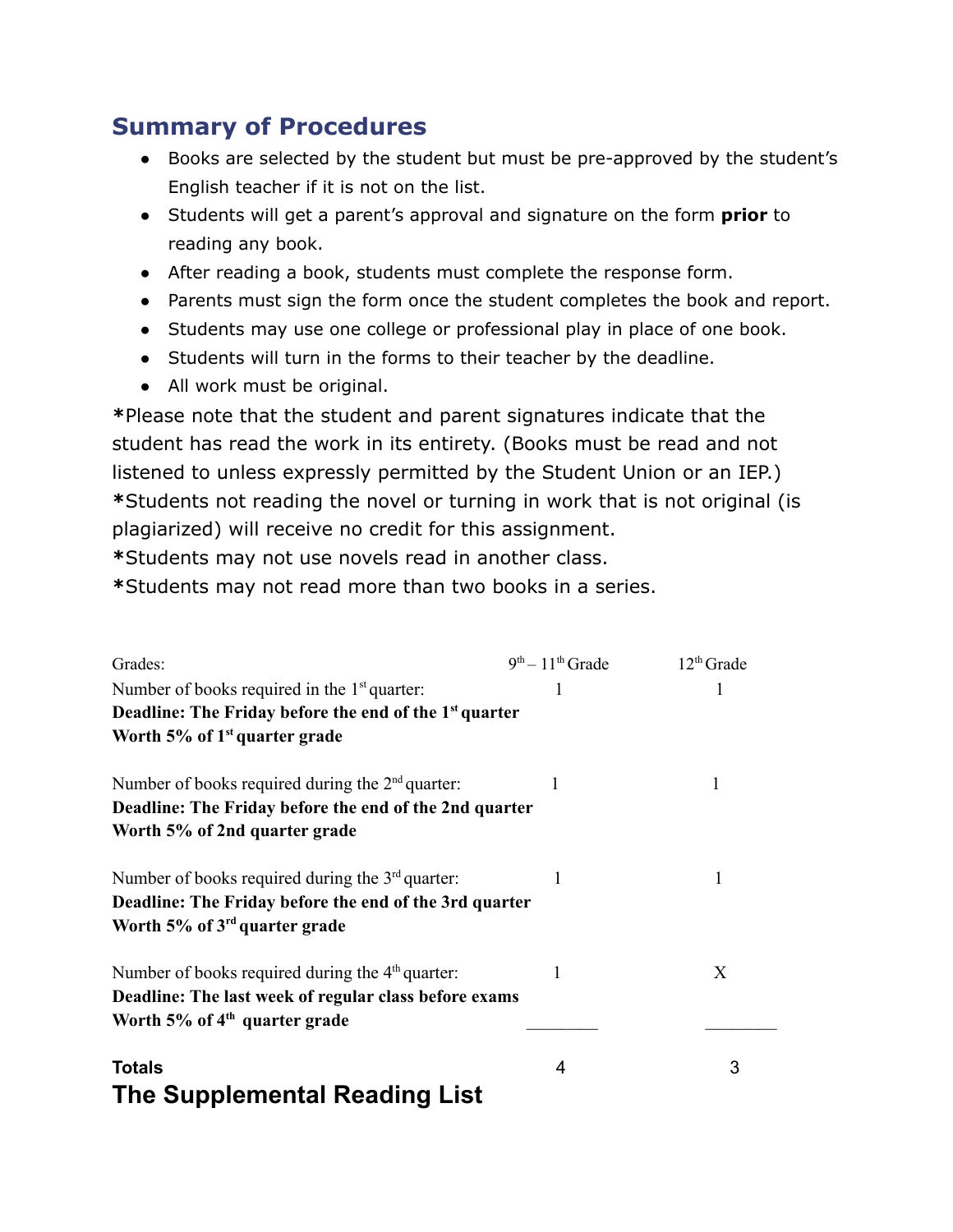## Summary of Procedures

- Books are selected by the student but must be pre-approved by the student's English teacher if it is not on the list.
- Students will get a parent's approval and signature on the form **prior** to reading any book.
- After reading a book, students must complete the response form.
- Parents must sign the form once the student completes the book and report.
- Students may use one college or professional play in place of one book.
- Students will turn in the forms to their teacher by the deadline.
- All work must be original.

**\***Please note that the student and parent signatures indicate that the student has read the work in its entirety. (Books must be read and not listened to unless expressly permitted by the Student Union or an IEP.)
**\***Students not reading the novel or turning in work that is not original (is plagiarized) will receive no credit for this assignment.
**\***Students may not use novels read in another class.
**\***Students may not read more than two books in a series.

| Grades: | 9th – 11th Grade | 12th Grade |
|---|---|---|
| Number of books required in the 1st quarter:<br>**Deadline: The Friday before the end of the 1st quarter**<br>**Worth 5% of 1st quarter grade** | 1 | 1 |
| Number of books required during the 2nd quarter:<br>**Deadline: The Friday before the end of the 2nd quarter**<br>**Worth 5% of 2nd quarter grade** | 1 | 1 |
| Number of books required during the 3rd quarter:<br>**Deadline: The Friday before the end of the 3rd quarter**<br>**Worth 5% of 3rd quarter grade** | 1 | 1 |
| Number of books required during the 4th quarter:<br>**Deadline: The last week of regular class before exams**<br>**Worth 5% of 4th quarter grade** | 1 | X |
| **Totals** | 4 | 3 |

## The Supplemental Reading List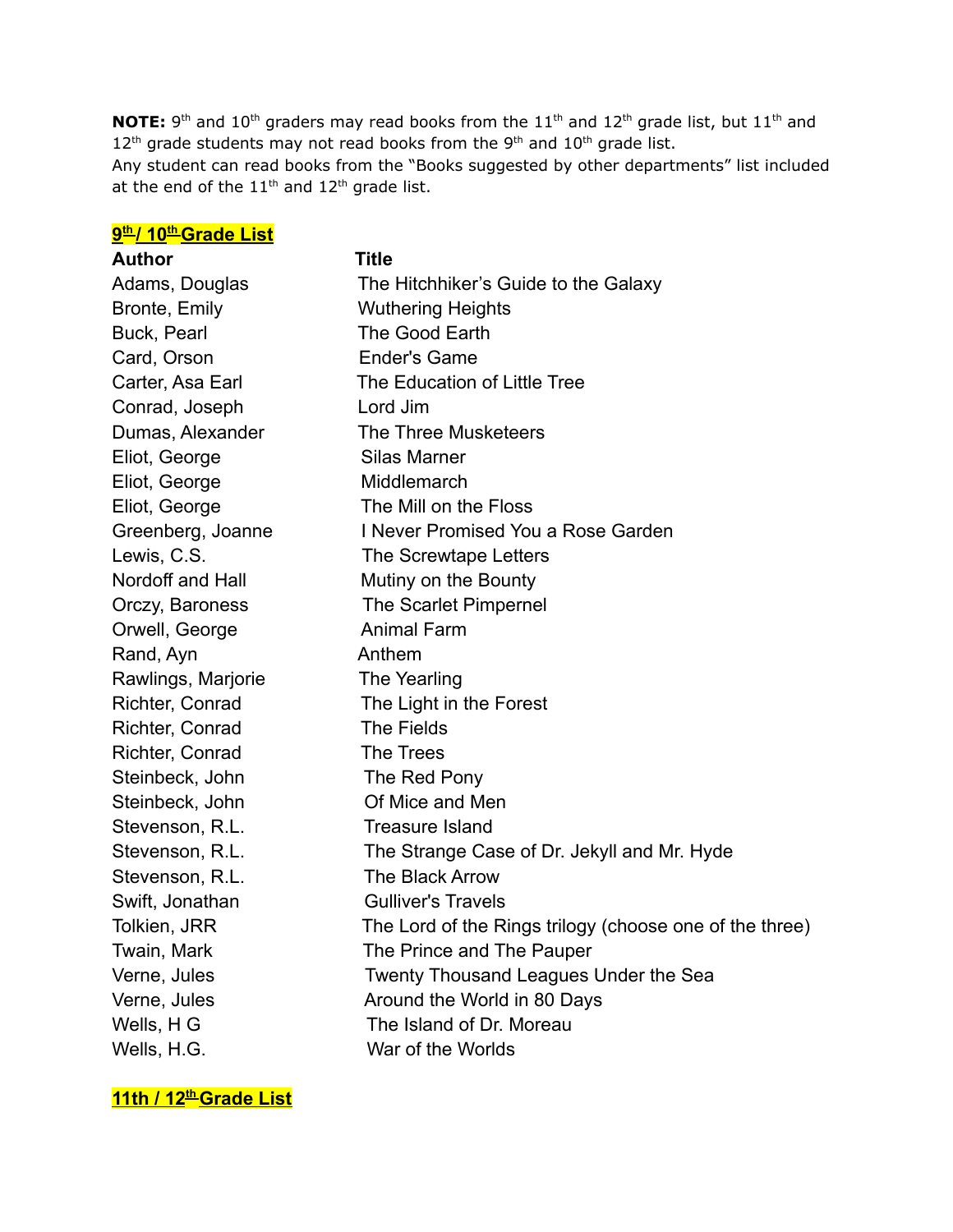**NOTE:** 9th and 10th graders may read books from the 11th and 12th grade list, but 11th and 12th grade students may not read books from the 9th and 10th grade list.
Any student can read books from the "Books suggested by other departments" list included at the end of the 11th and 12th grade list.

## 9th / 10th Grade List

| Author | Title |
| --- | --- |
| Adams, Douglas | The Hitchhiker's Guide to the Galaxy |
| Bronte, Emily | Wuthering Heights |
| Buck, Pearl | The Good Earth |
| Card, Orson | Ender's Game |
| Carter, Asa Earl | The Education of Little Tree |
| Conrad, Joseph | Lord Jim |
| Dumas, Alexander | The Three Musketeers |
| Eliot, George | Silas Marner |
| Eliot, George | Middlemarch |
| Eliot, George | The Mill on the Floss |
| Greenberg, Joanne | I Never Promised You a Rose Garden |
| Lewis, C.S. | The Screwtape Letters |
| Nordoff and Hall | Mutiny on the Bounty |
| Orczy, Baroness | The Scarlet Pimpernel |
| Orwell, George | Animal Farm |
| Rand, Ayn | Anthem |
| Rawlings, Marjorie | The Yearling |
| Richter, Conrad | The Light in the Forest |
| Richter, Conrad | The Fields |
| Richter, Conrad | The Trees |
| Steinbeck, John | The Red Pony |
| Steinbeck, John | Of Mice and Men |
| Stevenson, R.L. | Treasure Island |
| Stevenson, R.L. | The Strange Case of Dr. Jekyll and Mr. Hyde |
| Stevenson, R.L. | The Black Arrow |
| Swift, Jonathan | Gulliver's Travels |
| Tolkien, JRR | The Lord of the Rings trilogy (choose one of the three) |
| Twain, Mark | The Prince and The Pauper |
| Verne, Jules | Twenty Thousand Leagues Under the Sea |
| Verne, Jules | Around the World in 80 Days |
| Wells, H G | The Island of Dr. Moreau |
| Wells, H.G. | War of the Worlds |

## 11th / 12th Grade List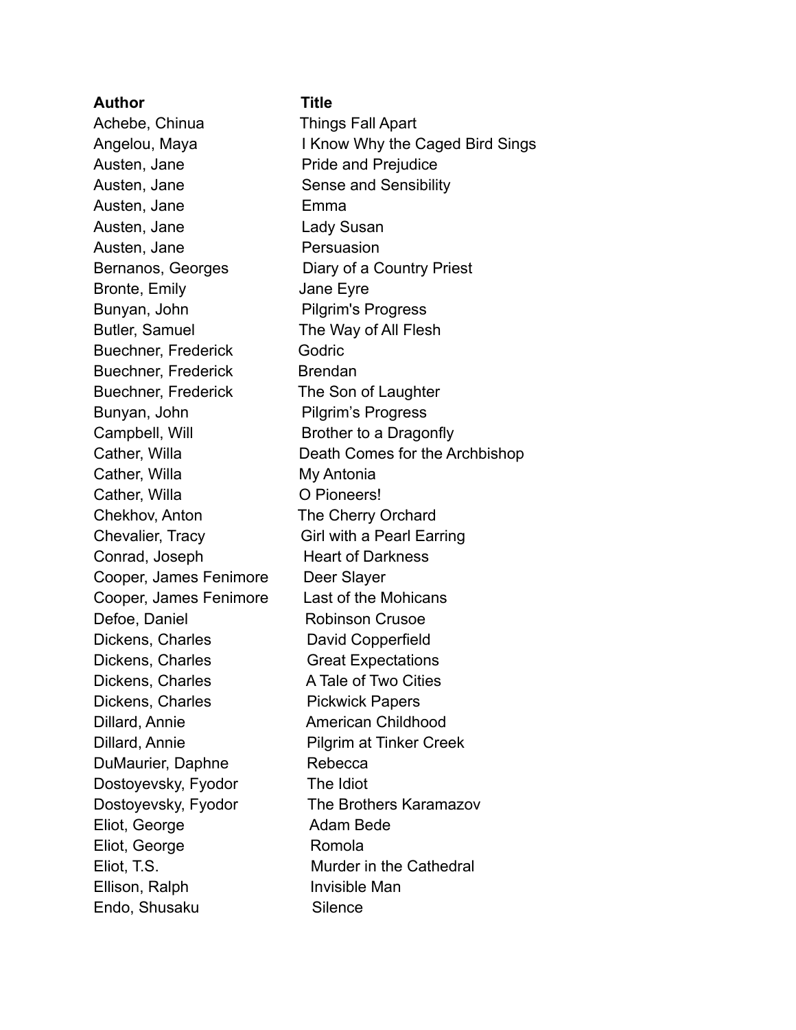| **Author** | **Title** |
| --- | --- |
| Achebe, Chinua | Things Fall Apart |
| Angelou, Maya | I Know Why the Caged Bird Sings |
| Austen, Jane | Pride and Prejudice |
| Austen, Jane | Sense and Sensibility |
| Austen, Jane | Emma |
| Austen, Jane | Lady Susan |
| Austen, Jane | Persuasion |
| Bernanos, Georges | Diary of a Country Priest |
| Bronte, Emily | Jane Eyre |
| Bunyan, John | Pilgrim's Progress |
| Butler, Samuel | The Way of All Flesh |
| Buechner, Frederick | Godric |
| Buechner, Frederick | Brendan |
| Buechner, Frederick | The Son of Laughter |
| Bunyan, John | Pilgrim’s Progress |
| Campbell, Will | Brother to a Dragonfly |
| Cather, Willa | Death Comes for the Archbishop |
| Cather, Willa | My Antonia |
| Cather, Willa | O Pioneers! |
| Chekhov, Anton | The Cherry Orchard |
| Chevalier, Tracy | Girl with a Pearl Earring |
| Conrad, Joseph | Heart of Darkness |
| Cooper, James Fenimore | Deer Slayer |
| Cooper, James Fenimore | Last of the Mohicans |
| Defoe, Daniel | Robinson Crusoe |
| Dickens, Charles | David Copperfield |
| Dickens, Charles | Great Expectations |
| Dickens, Charles | A Tale of Two Cities |
| Dickens, Charles | Pickwick Papers |
| Dillard, Annie | American Childhood |
| Dillard, Annie | Pilgrim at Tinker Creek |
| DuMaurier, Daphne | Rebecca |
| Dostoyevsky, Fyodor | The Idiot |
| Dostoyevsky, Fyodor | The Brothers Karamazov |
| Eliot, George | Adam Bede |
| Eliot, George | Romola |
| Eliot, T.S. | Murder in the Cathedral |
| Ellison, Ralph | Invisible Man |
| Endo, Shusaku | Silence |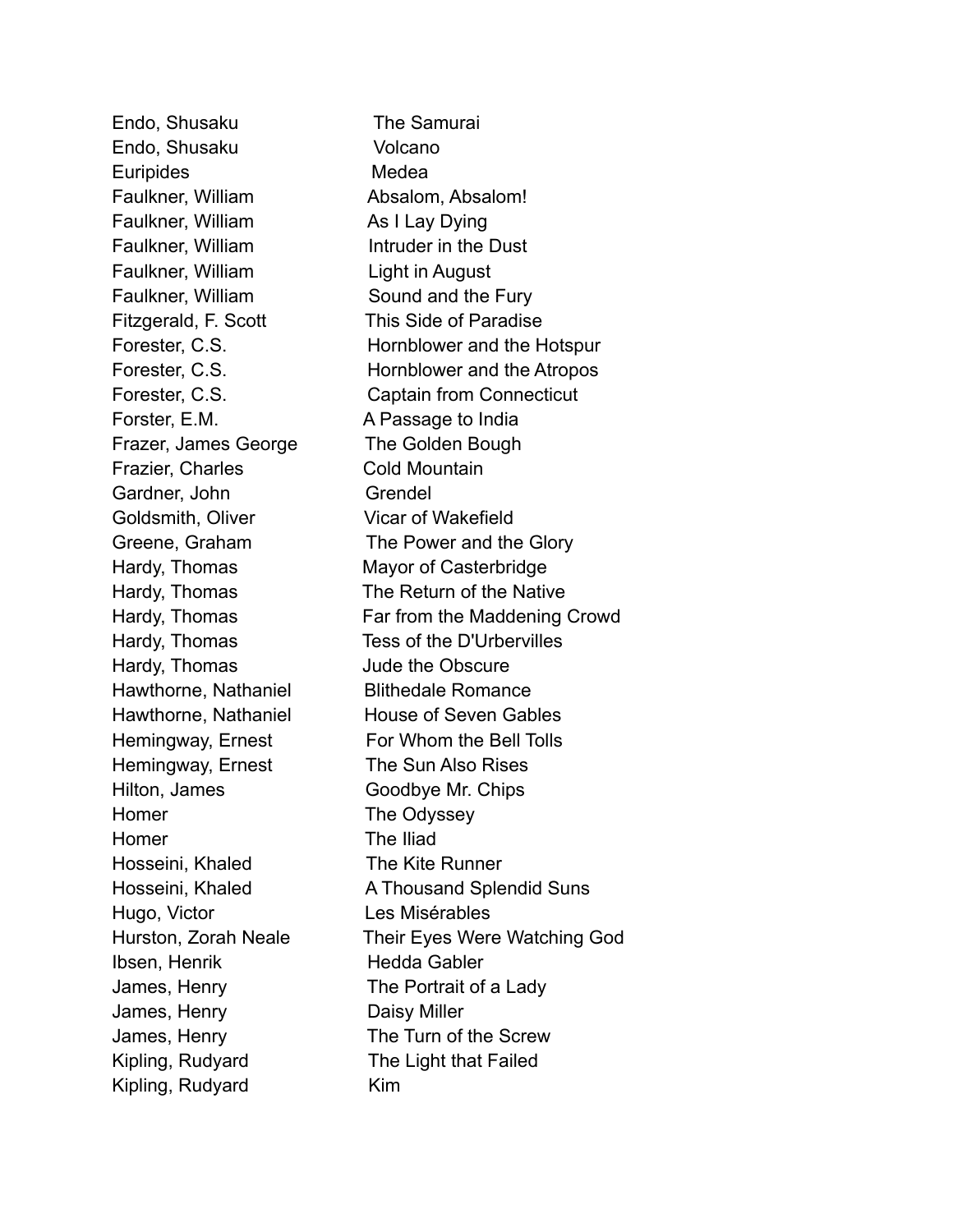| | |
|---|---|
| Endo, Shusaku | The Samurai |
| Endo, Shusaku | Volcano |
| Euripides | Medea |
| Faulkner, William | Absalom, Absalom! |
| Faulkner, William | As I Lay Dying |
| Faulkner, William | Intruder in the Dust |
| Faulkner, William | Light in August |
| Faulkner, William | Sound and the Fury |
| Fitzgerald, F. Scott | This Side of Paradise |
| Forester, C.S. | Hornblower and the Hotspur |
| Forester, C.S. | Hornblower and the Atropos |
| Forester, C.S. | Captain from Connecticut |
| Forster, E.M. | A Passage to India |
| Frazer, James George | The Golden Bough |
| Frazier, Charles | Cold Mountain |
| Gardner, John | Grendel |
| Goldsmith, Oliver | Vicar of Wakefield |
| Greene, Graham | The Power and the Glory |
| Hardy, Thomas | Mayor of Casterbridge |
| Hardy, Thomas | The Return of the Native |
| Hardy, Thomas | Far from the Maddening Crowd |
| Hardy, Thomas | Tess of the D'Urbervilles |
| Hardy, Thomas | Jude the Obscure |
| Hawthorne, Nathaniel | Blithedale Romance |
| Hawthorne, Nathaniel | House of Seven Gables |
| Hemingway, Ernest | For Whom the Bell Tolls |
| Hemingway, Ernest | The Sun Also Rises |
| Hilton, James | Goodbye Mr. Chips |
| Homer | The Odyssey |
| Homer | The Iliad |
| Hosseini, Khaled | The Kite Runner |
| Hosseini, Khaled | A Thousand Splendid Suns |
| Hugo, Victor | Les Misérables |
| Hurston, Zorah Neale | Their Eyes Were Watching God |
| Ibsen, Henrik | Hedda Gabler |
| James, Henry | The Portrait of a Lady |
| James, Henry | Daisy Miller |
| James, Henry | The Turn of the Screw |
| Kipling, Rudyard | The Light that Failed |
| Kipling, Rudyard | Kim |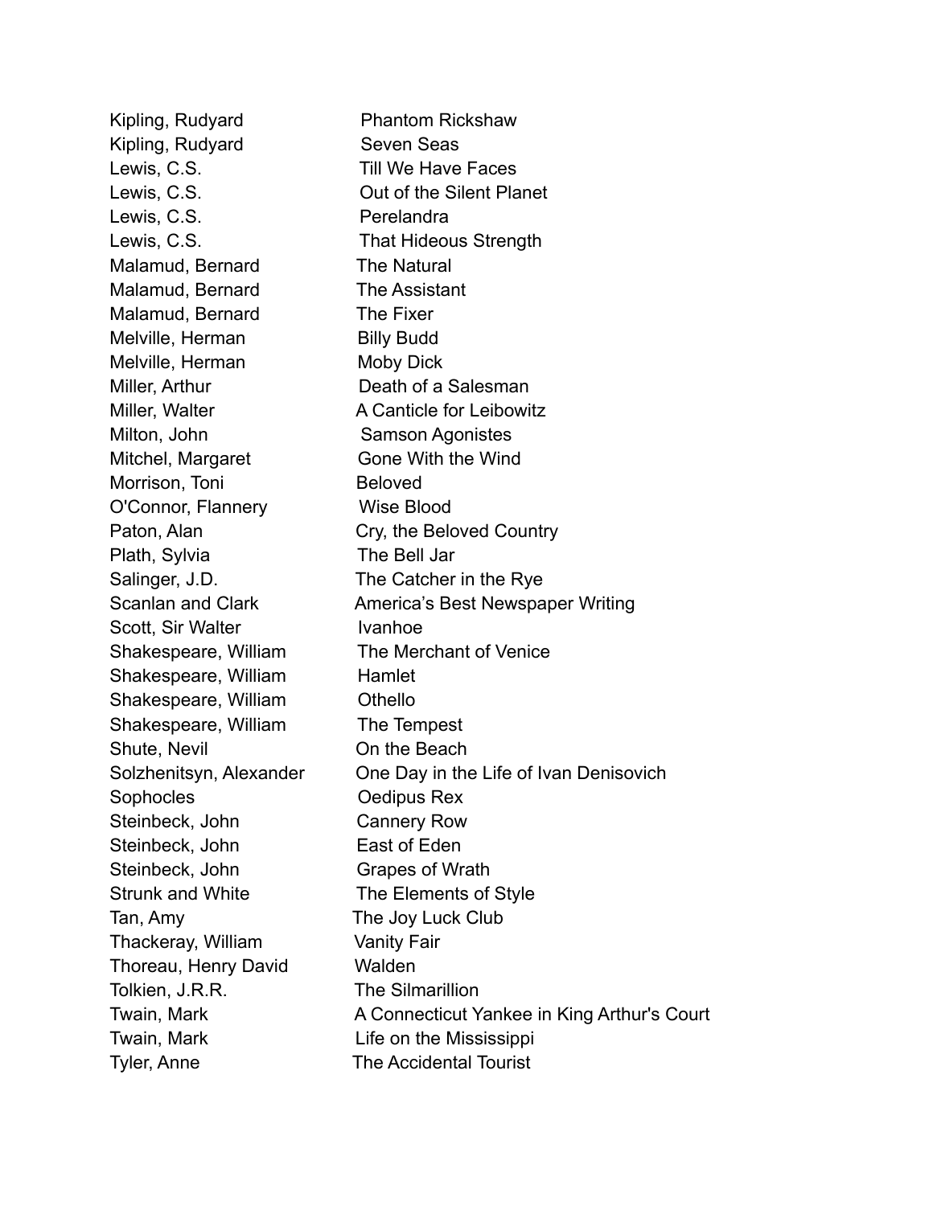| | |
|---|---|
| Kipling, Rudyard | Phantom Rickshaw |
| Kipling, Rudyard | Seven Seas |
| Lewis, C.S. | Till We Have Faces |
| Lewis, C.S. | Out of the Silent Planet |
| Lewis, C.S. | Perelandra |
| Lewis, C.S. | That Hideous Strength |
| Malamud, Bernard | The Natural |
| Malamud, Bernard | The Assistant |
| Malamud, Bernard | The Fixer |
| Melville, Herman | Billy Budd |
| Melville, Herman | Moby Dick |
| Miller, Arthur | Death of a Salesman |
| Miller, Walter | A Canticle for Leibowitz |
| Milton, John | Samson Agonistes |
| Mitchel, Margaret | Gone With the Wind |
| Morrison, Toni | Beloved |
| O'Connor, Flannery | Wise Blood |
| Paton, Alan | Cry, the Beloved Country |
| Plath, Sylvia | The Bell Jar |
| Salinger, J.D. | The Catcher in the Rye |
| Scanlan and Clark | America's Best Newspaper Writing |
| Scott, Sir Walter | Ivanhoe |
| Shakespeare, William | The Merchant of Venice |
| Shakespeare, William | Hamlet |
| Shakespeare, William | Othello |
| Shakespeare, William | The Tempest |
| Shute, Nevil | On the Beach |
| Solzhenitsyn, Alexander | One Day in the Life of Ivan Denisovich |
| Sophocles | Oedipus Rex |
| Steinbeck, John | Cannery Row |
| Steinbeck, John | East of Eden |
| Steinbeck, John | Grapes of Wrath |
| Strunk and White | The Elements of Style |
| Tan, Amy | The Joy Luck Club |
| Thackeray, William | Vanity Fair |
| Thoreau, Henry David | Walden |
| Tolkien, J.R.R. | The Silmarillion |
| Twain, Mark | A Connecticut Yankee in King Arthur's Court |
| Twain, Mark | Life on the Mississippi |
| Tyler, Anne | The Accidental Tourist |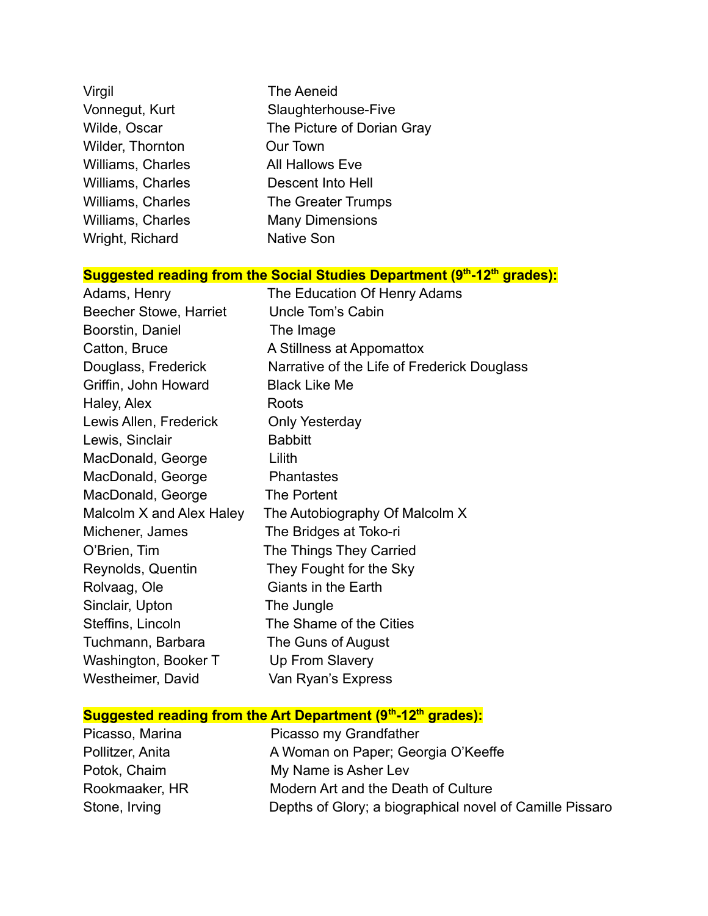| | |
|---|---|
| Virgil | The Aeneid |
| Vonnegut, Kurt | Slaughterhouse-Five |
| Wilde, Oscar | The Picture of Dorian Gray |
| Wilder, Thornton | Our Town |
| Williams, Charles | All Hallows Eve |
| Williams, Charles | Descent Into Hell |
| Williams, Charles | The Greater Trumps |
| Williams, Charles | Many Dimensions |
| Wright, Richard | Native Son |

**Suggested reading from the Social Studies Department (9th-12th grades):**

| | |
|---|---|
| Adams, Henry | The Education Of Henry Adams |
| Beecher Stowe, Harriet | Uncle Tom's Cabin |
| Boorstin, Daniel | The Image |
| Catton, Bruce | A Stillness at Appomattox |
| Douglass, Frederick | Narrative of the Life of Frederick Douglass |
| Griffin, John Howard | Black Like Me |
| Haley, Alex | Roots |
| Lewis Allen, Frederick | Only Yesterday |
| Lewis, Sinclair | Babbitt |
| MacDonald, George | Lilith |
| MacDonald, George | Phantastes |
| MacDonald, George | The Portent |
| Malcolm X and Alex Haley | The Autobiography Of Malcolm X |
| Michener, James | The Bridges at Toko-ri |
| O'Brien, Tim | The Things They Carried |
| Reynolds, Quentin | They Fought for the Sky |
| Rolvaag, Ole | Giants in the Earth |
| Sinclair, Upton | The Jungle |
| Steffins, Lincoln | The Shame of the Cities |
| Tuchmann, Barbara | The Guns of August |
| Washington, Booker T | Up From Slavery |
| Westheimer, David | Van Ryan's Express |

**Suggested reading from the Art Department (9th-12th grades):**

| | |
|---|---|
| Picasso, Marina | Picasso my Grandfather |
| Pollitzer, Anita | A Woman on Paper; Georgia O'Keeffe |
| Potok, Chaim | My Name is Asher Lev |
| Rookmaaker, HR | Modern Art and the Death of Culture |
| Stone, Irving | Depths of Glory; a biographical novel of Camille Pissaro |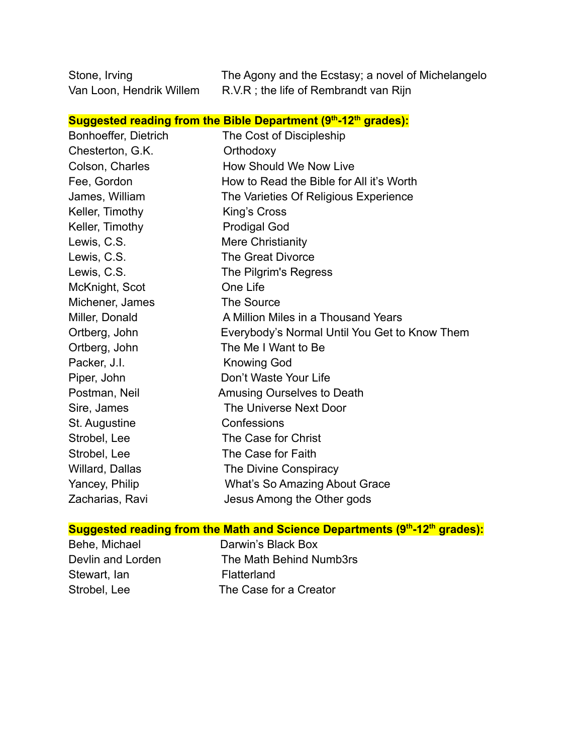| | |
|---|---|
| Stone, Irving | The Agony and the Ecstasy; a novel of Michelangelo |
| Van Loon, Hendrik Willem | R.V.R ; the life of Rembrandt van Rijn |

**Suggested reading from the Bible Department (9th-12th grades):**

| | |
|---|---|
| Bonhoeffer, Dietrich | The Cost of Discipleship |
| Chesterton, G.K. | Orthodoxy |
| Colson, Charles | How Should We Now Live |
| Fee, Gordon | How to Read the Bible for All it's Worth |
| James, William | The Varieties Of Religious Experience |
| Keller, Timothy | King's Cross |
| Keller, Timothy | Prodigal God |
| Lewis, C.S. | Mere Christianity |
| Lewis, C.S. | The Great Divorce |
| Lewis, C.S. | The Pilgrim's Regress |
| McKnight, Scot | One Life |
| Michener, James | The Source |
| Miller, Donald | A Million Miles in a Thousand Years |
| Ortberg, John | Everybody's Normal Until You Get to Know Them |
| Ortberg, John | The Me I Want to Be |
| Packer, J.I. | Knowing God |
| Piper, John | Don't Waste Your Life |
| Postman, Neil | Amusing Ourselves to Death |
| Sire, James | The Universe Next Door |
| St. Augustine | Confessions |
| Strobel, Lee | The Case for Christ |
| Strobel, Lee | The Case for Faith |
| Willard, Dallas | The Divine Conspiracy |
| Yancey, Philip | What's So Amazing About Grace |
| Zacharias, Ravi | Jesus Among the Other gods |

**Suggested reading from the Math and Science Departments (9th-12th grades):**

| | |
|---|---|
| Behe, Michael | Darwin's Black Box |
| Devlin and Lorden | The Math Behind Numb3rs |
| Stewart, Ian | Flatterland |
| Strobel, Lee | The Case for a Creator |